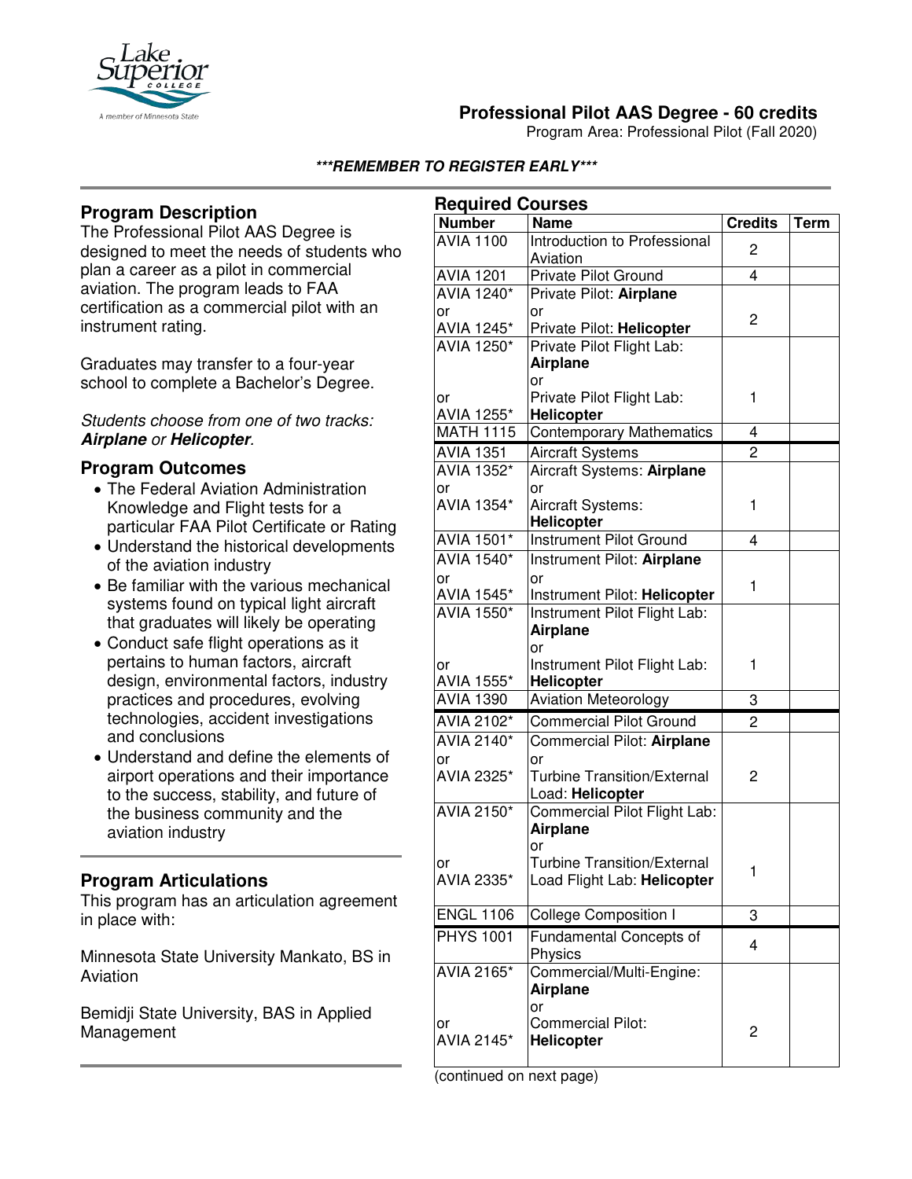# Professional Pilot AAS Degree - 60 credits

Program Area: Professional Pilot (Fall 2020)

***REMEMBER TO REGISTER EARLY***

## Program Description

The Professional Pilot AAS Degree is designed to meet the needs of students who plan a career as a pilot in commercial aviation. The program leads to FAA certification as a commercial pilot with an instrument rating.

Graduates may transfer to a four-year school to complete a Bachelor's Degree.

*Students choose from one of two tracks: **Airplane** or **Helicopter**.*

## Program Outcomes

- The Federal Aviation Administration Knowledge and Flight tests for a particular FAA Pilot Certificate or Rating
- Understand the historical developments of the aviation industry
- Be familiar with the various mechanical systems found on typical light aircraft that graduates will likely be operating
- Conduct safe flight operations as it pertains to human factors, aircraft design, environmental factors, industry practices and procedures, evolving technologies, accident investigations and conclusions
- Understand and define the elements of airport operations and their importance to the success, stability, and future of the business community and the aviation industry

## Program Articulations

This program has an articulation agreement in place with:

Minnesota State University Mankato, BS in Aviation

Bemidji State University, BAS in Applied Management

## Required Courses

| Number | Name | Credits | Term |
|---|---|---|---|
| AVIA 1100 | Introduction to Professional Aviation | 2 | |
| AVIA 1201 | Private Pilot Ground | 4 | |
| AVIA 1240* or AVIA 1245* | Private Pilot: **Airplane** or Private Pilot: **Helicopter** | 2 | |
| AVIA 1250* or AVIA 1255* | Private Pilot Flight Lab: **Airplane** or Private Pilot Flight Lab: **Helicopter** | 1 | |
| MATH 1115 | Contemporary Mathematics | 4 | |
| AVIA 1351 | Aircraft Systems | 2 | |
| AVIA 1352* or AVIA 1354* | Aircraft Systems: **Airplane** or Aircraft Systems: **Helicopter** | 1 | |
| AVIA 1501* | Instrument Pilot Ground | 4 | |
| AVIA 1540* or AVIA 1545* | Instrument Pilot: **Airplane** or Instrument Pilot: **Helicopter** | 1 | |
| AVIA 1550* or AVIA 1555* | Instrument Pilot Flight Lab: **Airplane** or Instrument Pilot Flight Lab: **Helicopter** | 1 | |
| AVIA 1390 | Aviation Meteorology | 3 | |
| AVIA 2102* | Commercial Pilot Ground | 2 | |
| AVIA 2140* or AVIA 2325* | Commercial Pilot: **Airplane** or Turbine Transition/External Load: **Helicopter** | 2 | |
| AVIA 2150* or AVIA 2335* | Commercial Pilot Flight Lab: **Airplane** or Turbine Transition/External Load Flight Lab: **Helicopter** | 1 | |
| ENGL 1106 | College Composition I | 3 | |
| PHYS 1001 | Fundamental Concepts of Physics | 4 | |
| AVIA 2165* or AVIA 2145* | Commercial/Multi-Engine: **Airplane** or Commercial Pilot: **Helicopter** | 2 | |

(continued on next page)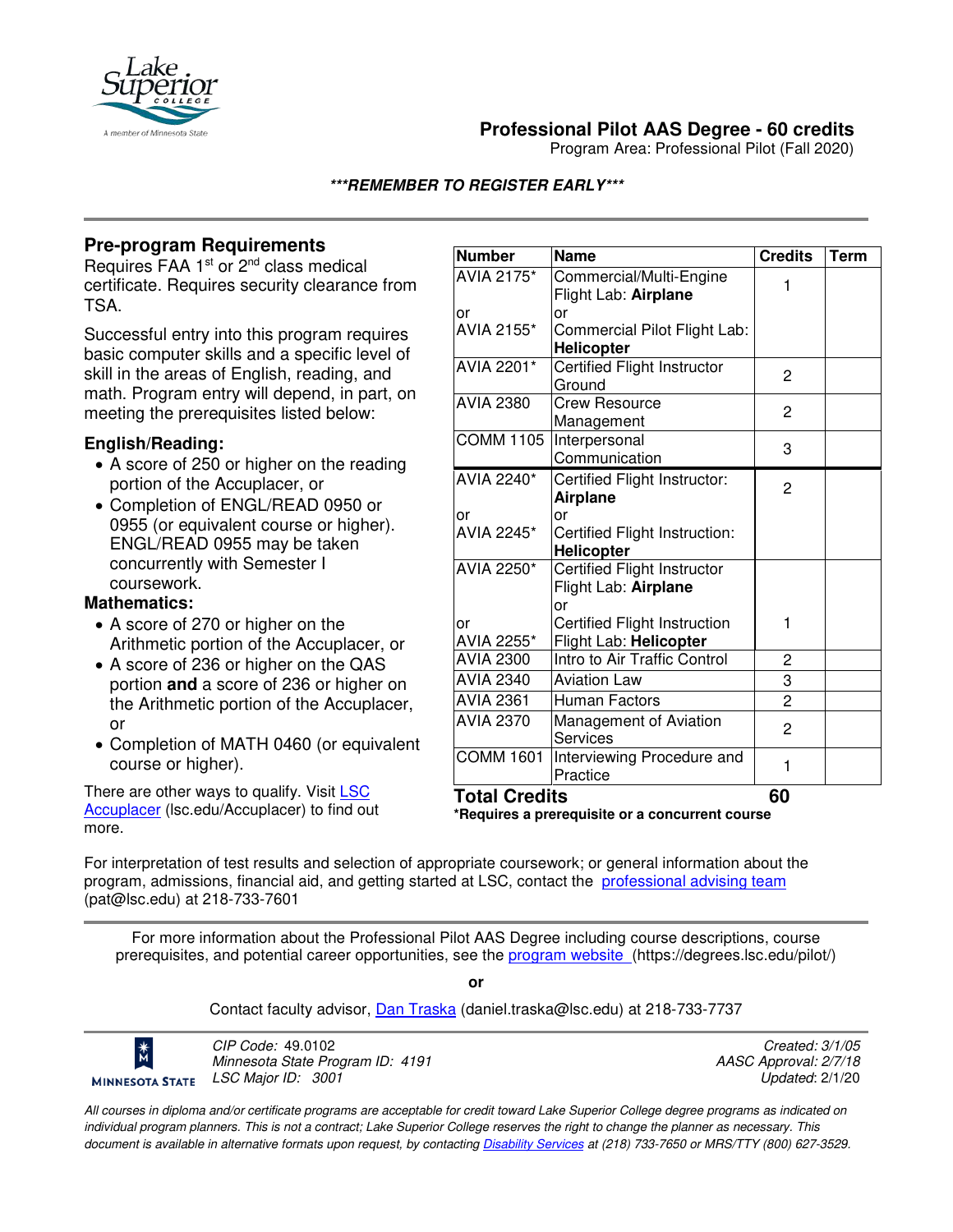## Professional Pilot AAS Degree - 60 credits

Program Area: Professional Pilot (Fall 2020)

***REMEMBER TO REGISTER EARLY***

## Pre-program Requirements

Requires FAA 1st or 2nd class medical certificate. Requires security clearance from TSA.

Successful entry into this program requires basic computer skills and a specific level of skill in the areas of English, reading, and math. Program entry will depend, in part, on meeting the prerequisites listed below:

### English/Reading:

- A score of 250 or higher on the reading portion of the Accuplacer, or
- Completion of ENGL/READ 0950 or 0955 (or equivalent course or higher). ENGL/READ 0955 may be taken concurrently with Semester I coursework.

### Mathematics:

- A score of 270 or higher on the Arithmetic portion of the Accuplacer, or
- A score of 236 or higher on the QAS portion **and** a score of 236 or higher on the Arithmetic portion of the Accuplacer, or
- Completion of MATH 0460 (or equivalent course or higher).

There are other ways to qualify. Visit LSC Accuplacer (lsc.edu/Accuplacer) to find out more.

| Number | Name | Credits | Term |
|---|---|---|---|
| AVIA 2175* or AVIA 2155* | Commercial/Multi-Engine Flight Lab: **Airplane** or Commercial Pilot Flight Lab: **Helicopter** | 1 | |
| AVIA 2201* | Certified Flight Instructor Ground | 2 | |
| AVIA 2380 | Crew Resource Management | 2 | |
| COMM 1105 | Interpersonal Communication | 3 | |
| AVIA 2240* or AVIA 2245* | Certified Flight Instructor: **Airplane** or Certified Flight Instruction: **Helicopter** | 2 | |
| AVIA 2250* or AVIA 2255* | Certified Flight Instructor Flight Lab: **Airplane** or Certified Flight Instruction Flight Lab: **Helicopter** | 1 | |
| AVIA 2300 | Intro to Air Traffic Control | 2 | |
| AVIA 2340 | Aviation Law | 3 | |
| AVIA 2361 | Human Factors | 2 | |
| AVIA 2370 | Management of Aviation Services | 2 | |
| COMM 1601 | Interviewing Procedure and Practice | 1 | |
| **Total Credits** | | **60** | |

***Requires a prerequisite or a concurrent course**

For interpretation of test results and selection of appropriate coursework; or general information about the program, admissions, financial aid, and getting started at LSC, contact the professional advising team (pat@lsc.edu) at 218-733-7601

For more information about the Professional Pilot AAS Degree including course descriptions, course prerequisites, and potential career opportunities, see the program website (https://degrees.lsc.edu/pilot/)

**or**

Contact faculty advisor, Dan Traska (daniel.traska@lsc.edu) at 218-733-7737

*CIP Code:* 49.0102
*Minnesota State Program ID:* 4191
*LSC Major ID:* 3001

*Created: 3/1/05*
*AASC Approval: 2/7/18*
*Updated: 2/1/20*

*All courses in diploma and/or certificate programs are acceptable for credit toward Lake Superior College degree programs as indicated on individual program planners. This is not a contract; Lake Superior College reserves the right to change the planner as necessary. This document is available in alternative formats upon request, by contacting Disability Services at (218) 733-7650 or MRS/TTY (800) 627-3529.*